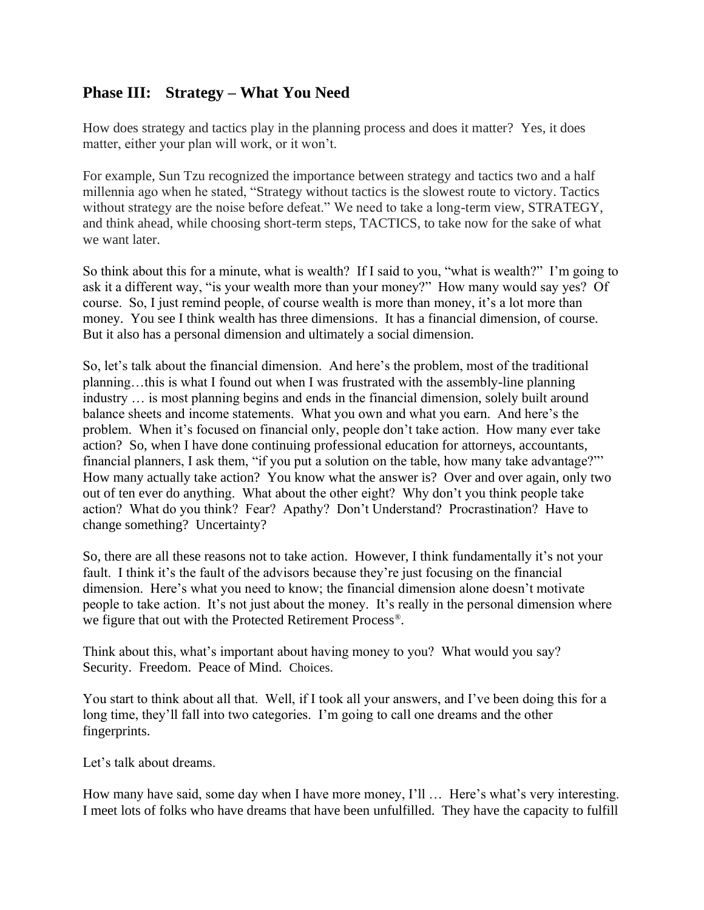## Phase III: Strategy – What You Need

How does strategy and tactics play in the planning process and does it matter? Yes, it does matter, either your plan will work, or it won't.

For example, Sun Tzu recognized the importance between strategy and tactics two and a half millennia ago when he stated, "Strategy without tactics is the slowest route to victory. Tactics without strategy are the noise before defeat." We need to take a long-term view, STRATEGY, and think ahead, while choosing short-term steps, TACTICS, to take now for the sake of what we want later.

So think about this for a minute, what is wealth? If I said to you, "what is wealth?" I'm going to ask it a different way, "is your wealth more than your money?" How many would say yes? Of course. So, I just remind people, of course wealth is more than money, it's a lot more than money. You see I think wealth has three dimensions. It has a financial dimension, of course. But it also has a personal dimension and ultimately a social dimension.

So, let's talk about the financial dimension. And here's the problem, most of the traditional planning…this is what I found out when I was frustrated with the assembly-line planning industry … is most planning begins and ends in the financial dimension, solely built around balance sheets and income statements. What you own and what you earn. And here's the problem. When it's focused on financial only, people don't take action. How many ever take action? So, when I have done continuing professional education for attorneys, accountants, financial planners, I ask them, "if you put a solution on the table, how many take advantage?"' How many actually take action? You know what the answer is? Over and over again, only two out of ten ever do anything. What about the other eight? Why don't you think people take action? What do you think? Fear? Apathy? Don't Understand? Procrastination? Have to change something? Uncertainty?

So, there are all these reasons not to take action. However, I think fundamentally it's not your fault. I think it's the fault of the advisors because they're just focusing on the financial dimension. Here's what you need to know; the financial dimension alone doesn't motivate people to take action. It's not just about the money. It's really in the personal dimension where we figure that out with the Protected Retirement Process®.

Think about this, what's important about having money to you? What would you say? Security. Freedom. Peace of Mind. Choices.

You start to think about all that. Well, if I took all your answers, and I've been doing this for a long time, they'll fall into two categories. I'm going to call one dreams and the other fingerprints.

Let's talk about dreams.

How many have said, some day when I have more money, I'll … Here's what's very interesting. I meet lots of folks who have dreams that have been unfulfilled. They have the capacity to fulfill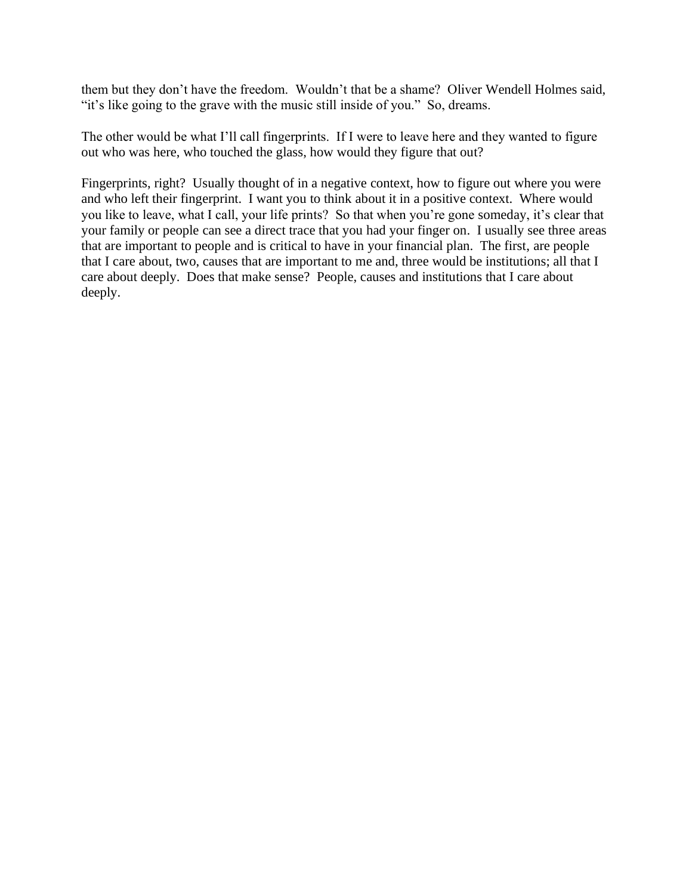them but they don't have the freedom. Wouldn't that be a shame? Oliver Wendell Holmes said, "it's like going to the grave with the music still inside of you." So, dreams.

The other would be what I'll call fingerprints. If I were to leave here and they wanted to figure out who was here, who touched the glass, how would they figure that out?

Fingerprints, right? Usually thought of in a negative context, how to figure out where you were and who left their fingerprint. I want you to think about it in a positive context. Where would you like to leave, what I call, your life prints? So that when you're gone someday, it's clear that your family or people can see a direct trace that you had your finger on. I usually see three areas that are important to people and is critical to have in your financial plan. The first, are people that I care about, two, causes that are important to me and, three would be institutions; all that I care about deeply. Does that make sense? People, causes and institutions that I care about deeply.